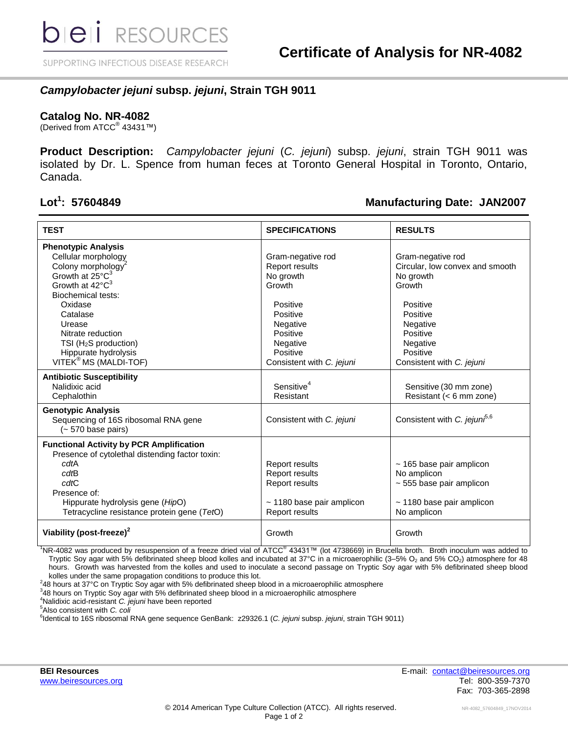bei RESOURCES

SUPPORTING INFECTIOUS DISEASE RESEARCH

# Certificate of Analysis for NR-4082

## *Campylobacter jejuni* subsp. *jejuni*, Strain TGH 9011

**Catalog No. NR-4082**
(Derived from ATCC® 43431™)

**Product Description:** *Campylobacter jejuni* (*C. jejuni*) subsp. *jejuni*, strain TGH 9011 was isolated by Dr. L. Spence from human feces at Toronto General Hospital in Toronto, Ontario, Canada.

**Lot[1]: 57604849** **Manufacturing Date: JAN2007**

| TEST | SPECIFICATIONS | RESULTS |
|---|---|---|
| **Phenotypic Analysis** | | |
| Cellular morphology | Gram-negative rod | Gram-negative rod |
| Colony morphology[2] | Report results | Circular, low convex and smooth |
| Growth at 25°C[3] | No growth | No growth |
| Growth at 42°C[3] | Growth | Growth |
| Biochemical tests: | | |
| Oxidase | Positive | Positive |
| Catalase | Positive | Positive |
| Urease | Negative | Negative |
| Nitrate reduction | Positive | Positive |
| TSI ($H_2S$ production) | Negative | Negative |
| Hippurate hydrolysis | Positive | Positive |
| VITEK® MS (MALDI-TOF) | Consistent with *C. jejuni* | Consistent with *C. jejuni* |
| **Antibiotic Susceptibility** | | |
| Nalidixic acid | Sensitive[4] | Sensitive (30 mm zone) |
| Cephalothin | Resistant | Resistant (< 6 mm zone) |
| **Genotypic Analysis** | | |
| Sequencing of 16S ribosomal RNA gene (~ 570 base pairs) | Consistent with *C. jejuni* | Consistent with *C. jejuni*[5,6] |
| **Functional Activity by PCR Amplification** | | |
| Presence of cytolethal distending factor toxin: | | |
| *cdt*A | Report results | ~ 165 base pair amplicon |
| *cdt*B | Report results | No amplicon |
| *cdt*C | Report results | ~ 555 base pair amplicon |
| Presence of: | | |
| Hippurate hydrolysis gene (*Hip*O) | ~ 1180 base pair amplicon | ~ 1180 base pair amplicon |
| Tetracycline resistance protein gene (*Tet*O) | Report results | No amplicon |
| **Viability (post-freeze)[2]** | Growth | Growth |

[1]NR-4082 was produced by resuspension of a freeze dried vial of ATCC® 43431™ (lot 4738669) in Brucella broth. Broth inoculum was added to Tryptic Soy agar with 5% defibrinated sheep blood kolles and incubated at 37°C in a microaerophilic (3–5% $O_2$ and 5% $CO_2$) atmosphere for 48 hours. Growth was harvested from the kolles and used to inoculate a second passage on Tryptic Soy agar with 5% defibrinated sheep blood kolles under the same propagation conditions to produce this lot.
[2]48 hours at 37°C on Tryptic Soy agar with 5% defibrinated sheep blood in a microaerophilic atmosphere
[3]48 hours on Tryptic Soy agar with 5% defibrinated sheep blood in a microaerophilic atmosphere
[4]Nalidixic acid-resistant *C. jejuni* have been reported
[5]Also consistent with *C. coli*
[6]Identical to 16S ribosomal RNA gene sequence GenBank: z29326.1 (*C. jejuni* subsp. *jejuni*, strain TGH 9011)

**BEI Resources**
www.beiresources.org

E-mail: contact@beiresources.org
Tel: 800-359-7370
Fax: 703-365-2898

© 2014 American Type Culture Collection (ATCC). All rights reserved.

NR-4082_57604849_17NOV2014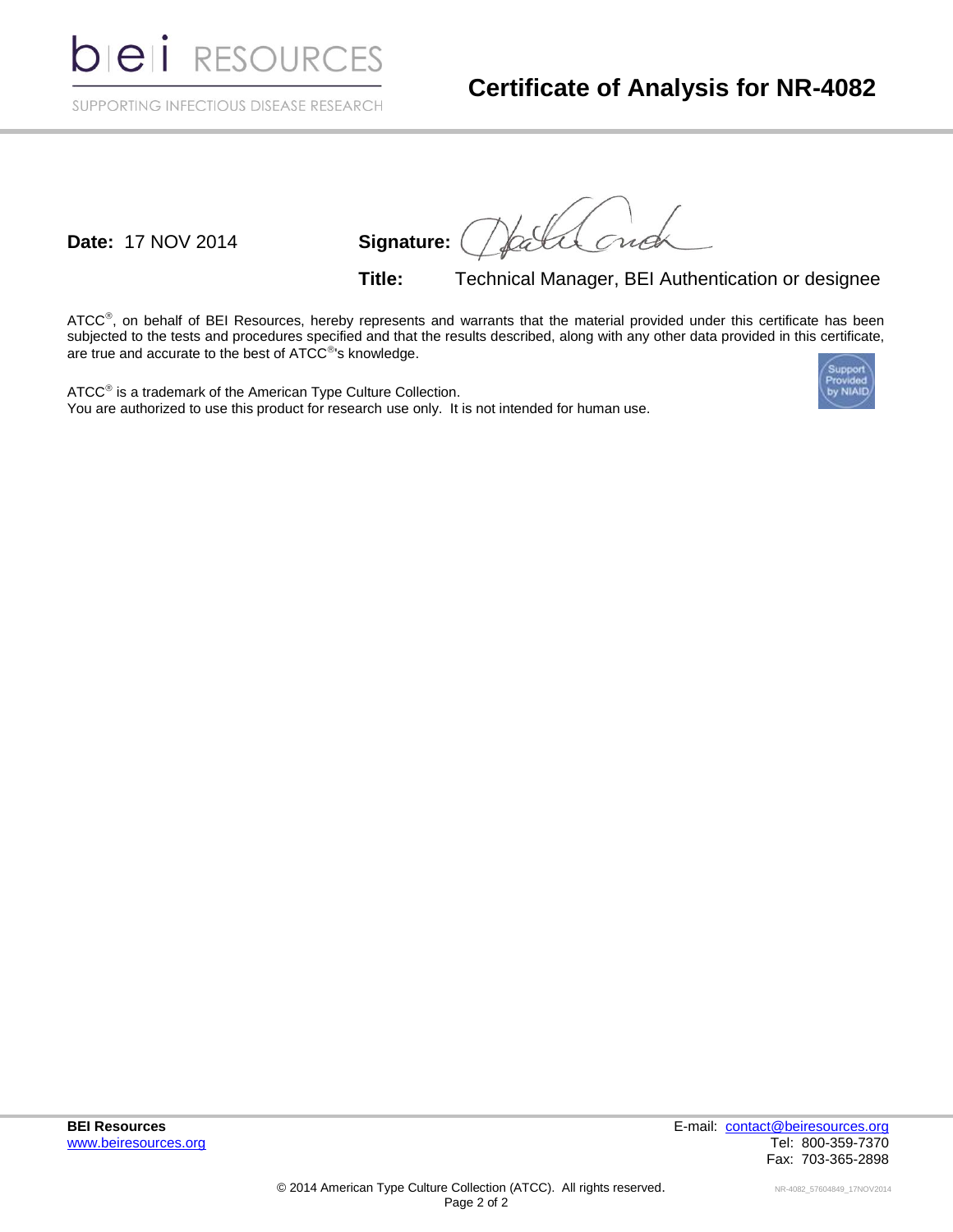**Date:** 17 NOV 2014 **Signature:**

**Title:** Technical Manager, BEI Authentication or designee

ATCC®, on behalf of BEI Resources, hereby represents and warrants that the material provided under this certificate has been subjected to the tests and procedures specified and that the results described, along with any other data provided in this certificate, are true and accurate to the best of ATCC®'s knowledge.

ATCC® is a trademark of the American Type Culture Collection.
You are authorized to use this product for research use only. It is not intended for human use.

**BEI Resources**
www.beiresources.org

E-mail: contact@beiresources.org
Tel: 800-359-7370
Fax: 703-365-2898

© 2014 American Type Culture Collection (ATCC). All rights reserved.

NR-4082_57604849_17NOV2014